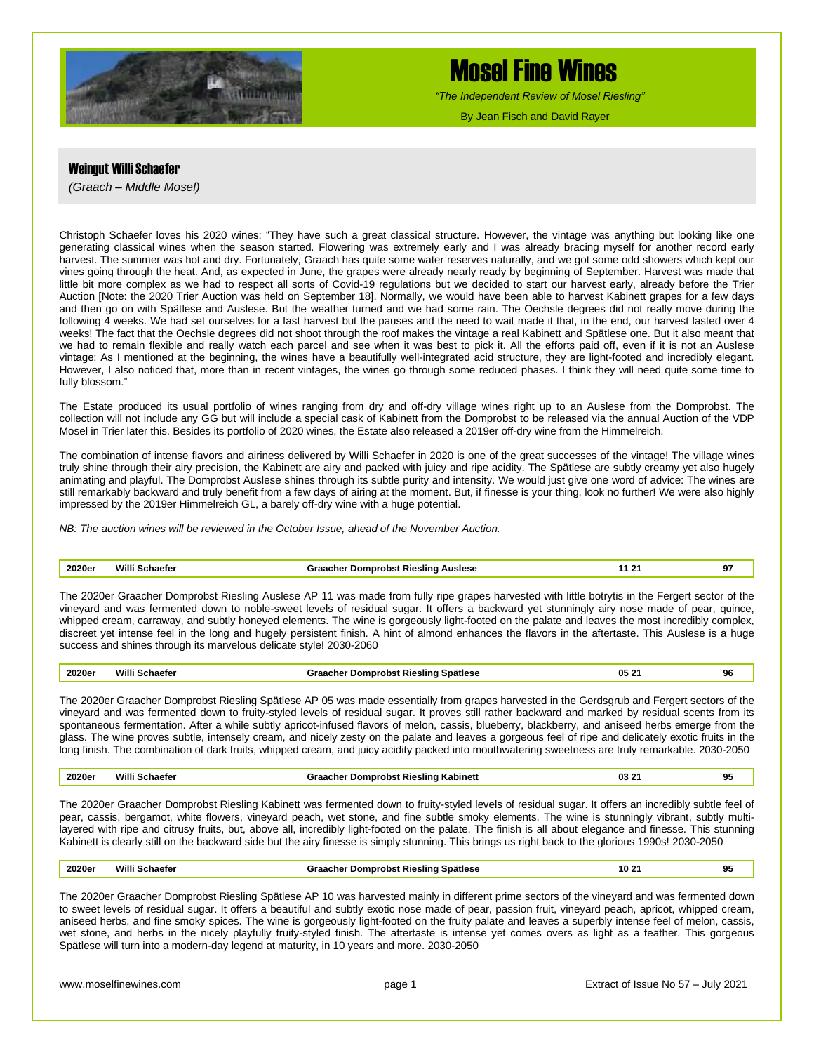# Mosel Fine Wines

*"The Independent Review of Mosel Riesling"*

By Jean Fisch and David Rayer

## Weingut Willi Schaefer

*(Graach – Middle Mosel)*

Christoph Schaefer loves his 2020 wines: "They have such a great classical structure. However, the vintage was anything but looking like one generating classical wines when the season started. Flowering was extremely early and I was already bracing myself for another record early harvest. The summer was hot and dry. Fortunately, Graach has quite some water reserves naturally, and we got some odd showers which kept our vines going through the heat. And, as expected in June, the grapes were already nearly ready by beginning of September. Harvest was made that little bit more complex as we had to respect all sorts of Covid-19 regulations but we decided to start our harvest early, already before the Trier Auction [Note: the 2020 Trier Auction was held on September 18]. Normally, we would have been able to harvest Kabinett grapes for a few days and then go on with Spätlese and Auslese. But the weather turned and we had some rain. The Oechsle degrees did not really move during the following 4 weeks. We had set ourselves for a fast harvest but the pauses and the need to wait made it that, in the end, our harvest lasted over 4 weeks! The fact that the Oechsle degrees did not shoot through the roof makes the vintage a real Kabinett and Spätlese one. But it also meant that we had to remain flexible and really watch each parcel and see when it was best to pick it. All the efforts paid off, even if it is not an Auslese vintage: As I mentioned at the beginning, the wines have a beautifully well-integrated acid structure, they are light-footed and incredibly elegant. However, I also noticed that, more than in recent vintages, the wines go through some reduced phases. I think they will need quite some time to fully blossom."

The Estate produced its usual portfolio of wines ranging from dry and off-dry village wines right up to an Auslese from the Domprobst. The collection will not include any GG but will include a special cask of Kabinett from the Domprobst to be released via the annual Auction of the VDP Mosel in Trier later this. Besides its portfolio of 2020 wines, the Estate also released a 2019er off-dry wine from the Himmelreich.

The combination of intense flavors and airiness delivered by Willi Schaefer in 2020 is one of the great successes of the vintage! The village wines truly shine through their airy precision, the Kabinett are airy and packed with juicy and ripe acidity. The Spätlese are subtly creamy yet also hugely animating and playful. The Domprobst Auslese shines through its subtle purity and intensity. We would just give one word of advice: The wines are still remarkably backward and truly benefit from a few days of airing at the moment. But, if finesse is your thing, look no further! We were also highly impressed by the 2019er Himmelreich GL, a barely off-dry wine with a huge potential.

*NB: The auction wines will be reviewed in the October Issue, ahead of the November Auction.*

| 2020er | Willi Schaefer | Graacher Domprobst Riesling Auslese | 11 21 | 97 |
|---|---|---|---|---|

The 2020er Graacher Domprobst Riesling Auslese AP 11 was made from fully ripe grapes harvested with little botrytis in the Fergert sector of the vineyard and was fermented down to noble-sweet levels of residual sugar. It offers a backward yet stunningly airy nose made of pear, quince, whipped cream, carraway, and subtly honeyed elements. The wine is gorgeously light-footed on the palate and leaves the most incredibly complex, discreet yet intense feel in the long and hugely persistent finish. A hint of almond enhances the flavors in the aftertaste. This Auslese is a huge success and shines through its marvelous delicate style! 2030-2060

| 2020er | Willi Schaefer | Graacher Domprobst Riesling Spätlese | 05 21 | 96 |
|---|---|---|---|---|

The 2020er Graacher Domprobst Riesling Spätlese AP 05 was made essentially from grapes harvested in the Gerdsgrub and Fergert sectors of the vineyard and was fermented down to fruity-styled levels of residual sugar. It proves still rather backward and marked by residual scents from its spontaneous fermentation. After a while subtly apricot-infused flavors of melon, cassis, blueberry, blackberry, and aniseed herbs emerge from the glass. The wine proves subtle, intensely cream, and nicely zesty on the palate and leaves a gorgeous feel of ripe and delicately exotic fruits in the long finish. The combination of dark fruits, whipped cream, and juicy acidity packed into mouthwatering sweetness are truly remarkable. 2030-2050

| 2020er | Willi Schaefer | Graacher Domprobst Riesling Kabinett | 03 21 | 95 |
|---|---|---|---|---|

The 2020er Graacher Domprobst Riesling Kabinett was fermented down to fruity-styled levels of residual sugar. It offers an incredibly subtle feel of pear, cassis, bergamot, white flowers, vineyard peach, wet stone, and fine subtle smoky elements. The wine is stunningly vibrant, subtly multi-layered with ripe and citrusy fruits, but, above all, incredibly light-footed on the palate. The finish is all about elegance and finesse. This stunning Kabinett is clearly still on the backward side but the airy finesse is simply stunning. This brings us right back to the glorious 1990s! 2030-2050

| 2020er | Willi Schaefer | Graacher Domprobst Riesling Spätlese | 10 21 | 95 |
|---|---|---|---|---|

The 2020er Graacher Domprobst Riesling Spätlese AP 10 was harvested mainly in different prime sectors of the vineyard and was fermented down to sweet levels of residual sugar. It offers a beautiful and subtly exotic nose made of pear, passion fruit, vineyard peach, apricot, whipped cream, aniseed herbs, and fine smoky spices. The wine is gorgeously light-footed on the fruity palate and leaves a superbly intense feel of melon, cassis, wet stone, and herbs in the nicely playfully fruity-styled finish. The aftertaste is intense yet comes overs as light as a feather. This gorgeous Spätlese will turn into a modern-day legend at maturity, in 10 years and more. 2030-2050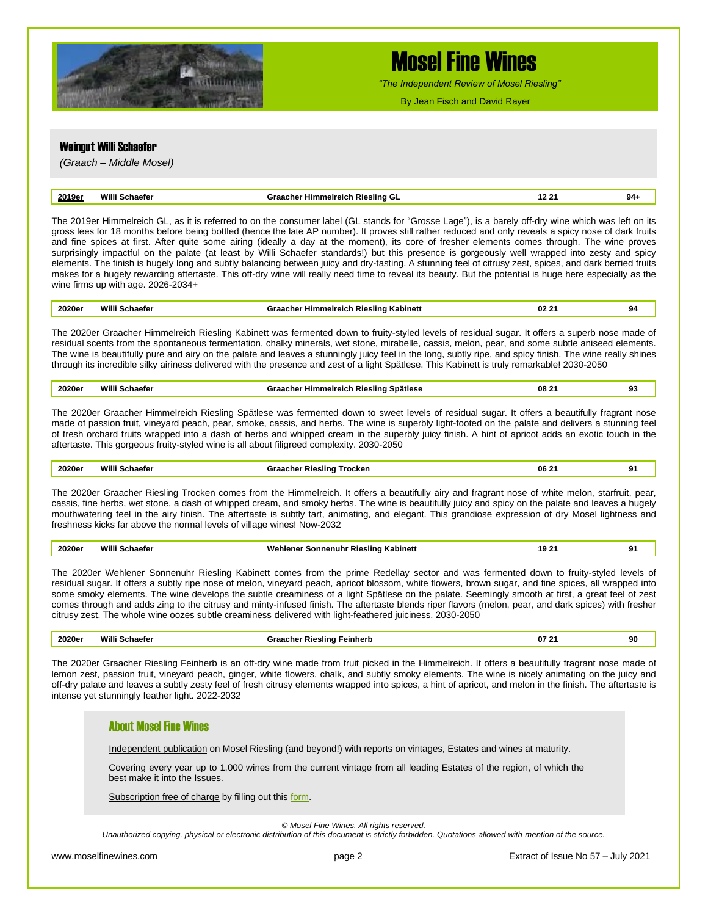# Mosel Fine Wines

*"The Independent Review of Mosel Riesling"*

By Jean Fisch and David Rayer

## Weingut Willi Schaefer

*(Graach – Middle Mosel)*

| | | | | |
|---|---|---|---|---|
| **2019er** | **Willi Schaefer** | **Graacher Himmelreich Riesling GL** | **12 21** | **94+** |

The 2019er Himmelreich GL, as it is referred to on the consumer label (GL stands for "Grosse Lage"), is a barely off-dry wine which was left on its gross lees for 18 months before being bottled (hence the late AP number). It proves still rather reduced and only reveals a spicy nose of dark fruits and fine spices at first. After quite some airing (ideally a day at the moment), its core of fresher elements comes through. The wine proves surprisingly impactful on the palate (at least by Willi Schaefer standards!) but this presence is gorgeously well wrapped into zesty and spicy elements. The finish is hugely long and subtly balancing between juicy and dry-tasting. A stunning feel of citrusy zest, spices, and dark berried fruits makes for a hugely rewarding aftertaste. This off-dry wine will really need time to reveal its beauty. But the potential is huge here especially as the wine firms up with age. 2026-2034+

| | | | | |
|---|---|---|---|---|
| **2020er** | **Willi Schaefer** | **Graacher Himmelreich Riesling Kabinett** | **02 21** | **94** |

The 2020er Graacher Himmelreich Riesling Kabinett was fermented down to fruity-styled levels of residual sugar. It offers a superb nose made of residual scents from the spontaneous fermentation, chalky minerals, wet stone, mirabelle, cassis, melon, pear, and some subtle aniseed elements. The wine is beautifully pure and airy on the palate and leaves a stunningly juicy feel in the long, subtly ripe, and spicy finish. The wine really shines through its incredible silky airiness delivered with the presence and zest of a light Spätlese. This Kabinett is truly remarkable! 2030-2050

| | | | | |
|---|---|---|---|---|
| **2020er** | **Willi Schaefer** | **Graacher Himmelreich Riesling Spätlese** | **08 21** | **93** |

The 2020er Graacher Himmelreich Riesling Spätlese was fermented down to sweet levels of residual sugar. It offers a beautifully fragrant nose made of passion fruit, vineyard peach, pear, smoke, cassis, and herbs. The wine is superbly light-footed on the palate and delivers a stunning feel of fresh orchard fruits wrapped into a dash of herbs and whipped cream in the superbly juicy finish. A hint of apricot adds an exotic touch in the aftertaste. This gorgeous fruity-styled wine is all about filigreed complexity. 2030-2050

| | | | | |
|---|---|---|---|---|
| **2020er** | **Willi Schaefer** | **Graacher Riesling Trocken** | **06 21** | **91** |

The 2020er Graacher Riesling Trocken comes from the Himmelreich. It offers a beautifully airy and fragrant nose of white melon, starfruit, pear, cassis, fine herbs, wet stone, a dash of whipped cream, and smoky herbs. The wine is beautifully juicy and spicy on the palate and leaves a hugely mouthwatering feel in the airy finish. The aftertaste is subtly tart, animating, and elegant. This grandiose expression of dry Mosel lightness and freshness kicks far above the normal levels of village wines! Now-2032

| | | | | |
|---|---|---|---|---|
| **2020er** | **Willi Schaefer** | **Wehlener Sonnenuhr Riesling Kabinett** | **19 21** | **91** |

The 2020er Wehlener Sonnenuhr Riesling Kabinett comes from the prime Redellay sector and was fermented down to fruity-styled levels of residual sugar. It offers a subtly ripe nose of melon, vineyard peach, apricot blossom, white flowers, brown sugar, and fine spices, all wrapped into some smoky elements. The wine develops the subtle creaminess of a light Spätlese on the palate. Seemingly smooth at first, a great feel of zest comes through and adds zing to the citrusy and minty-infused finish. The aftertaste blends riper flavors (melon, pear, and dark spices) with fresher citrusy zest. The whole wine oozes subtle creaminess delivered with light-feathered juiciness. 2030-2050

| | | | | |
|---|---|---|---|---|
| **2020er** | **Willi Schaefer** | **Graacher Riesling Feinherb** | **07 21** | **90** |

The 2020er Graacher Riesling Feinherb is an off-dry wine made from fruit picked in the Himmelreich. It offers a beautifully fragrant nose made of lemon zest, passion fruit, vineyard peach, ginger, white flowers, chalk, and subtly smoky elements. The wine is nicely animating on the juicy and off-dry palate and leaves a subtly zesty feel of fresh citrusy elements wrapped into spices, a hint of apricot, and melon in the finish. The aftertaste is intense yet stunningly feather light. 2022-2032

### About Mosel Fine Wines

Independent publication on Mosel Riesling (and beyond!) with reports on vintages, Estates and wines at maturity.

Covering every year up to 1,000 wines from the current vintage from all leading Estates of the region, of which the best make it into the Issues.

Subscription free of charge by filling out this form.

*© Mosel Fine Wines. All rights reserved.*

*Unauthorized copying, physical or electronic distribution of this document is strictly forbidden. Quotations allowed with mention of the source.*

www.moselfinewines.com — Extract of Issue No 57 – July 2021